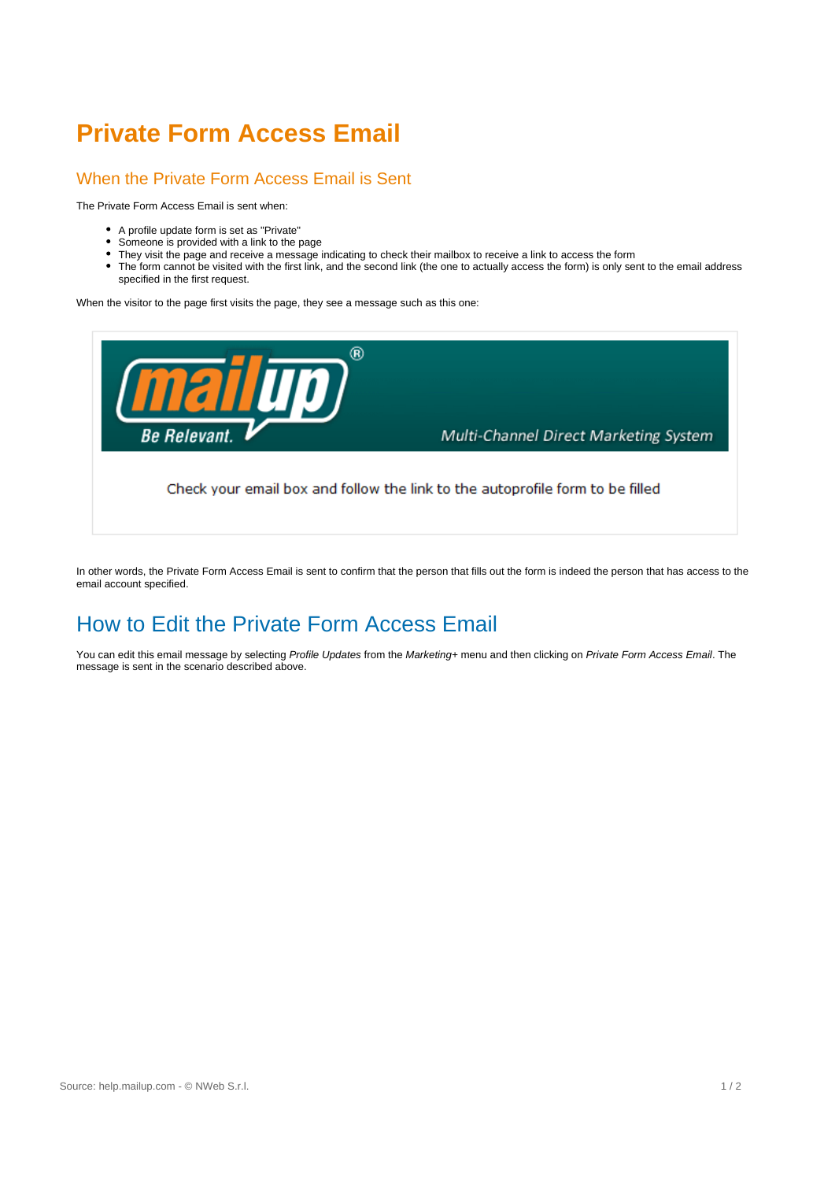# Private Form Access Email

## When the Private Form Access Email is Sent

The Private Form Access Email is sent when:

- A profile update form is set as "Private"
- Someone is provided with a link to the page
- They visit the page and receive a message indicating to check their mailbox to receive a link to access the form
- The form cannot be visited with the first link, and the second link (the one to actually access the form) is only sent to the email address specified in the first request.

When the visitor to the page first visits the page, they see a message such as this one:

In other words, the Private Form Access Email is sent to confirm that the person that fills out the form is indeed the person that has access to the email account specified.

# How to Edit the Private Form Access Email

You can edit this email message by selecting *Profile Updates* from the *Marketing+* menu and then clicking on *Private Form Access Email*. The message is sent in the scenario described above.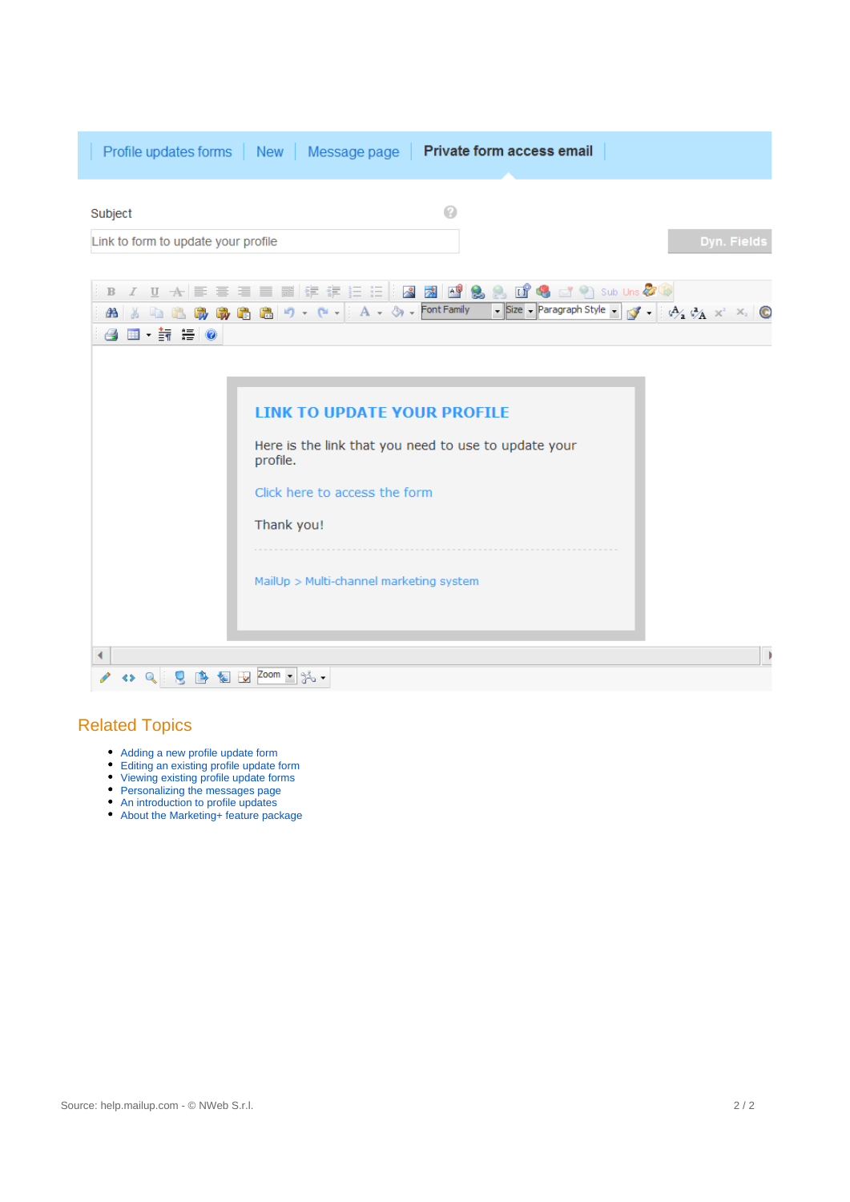Profile updates forms | New | Message page | **Private form access email**

Subject

Link to form to update your profile

Dyn. Fields

**LINK TO UPDATE YOUR PROFILE**

Here is the link that you need to use to update your profile.

Click here to access the form

Thank you!

MailUp > Multi-channel marketing system

## Related Topics

- Adding a new profile update form
- Editing an existing profile update form
- Viewing existing profile update forms
- Personalizing the messages page
- An introduction to profile updates
- About the Marketing+ feature package

Source: help.mailup.com - © NWeb S.r.l.